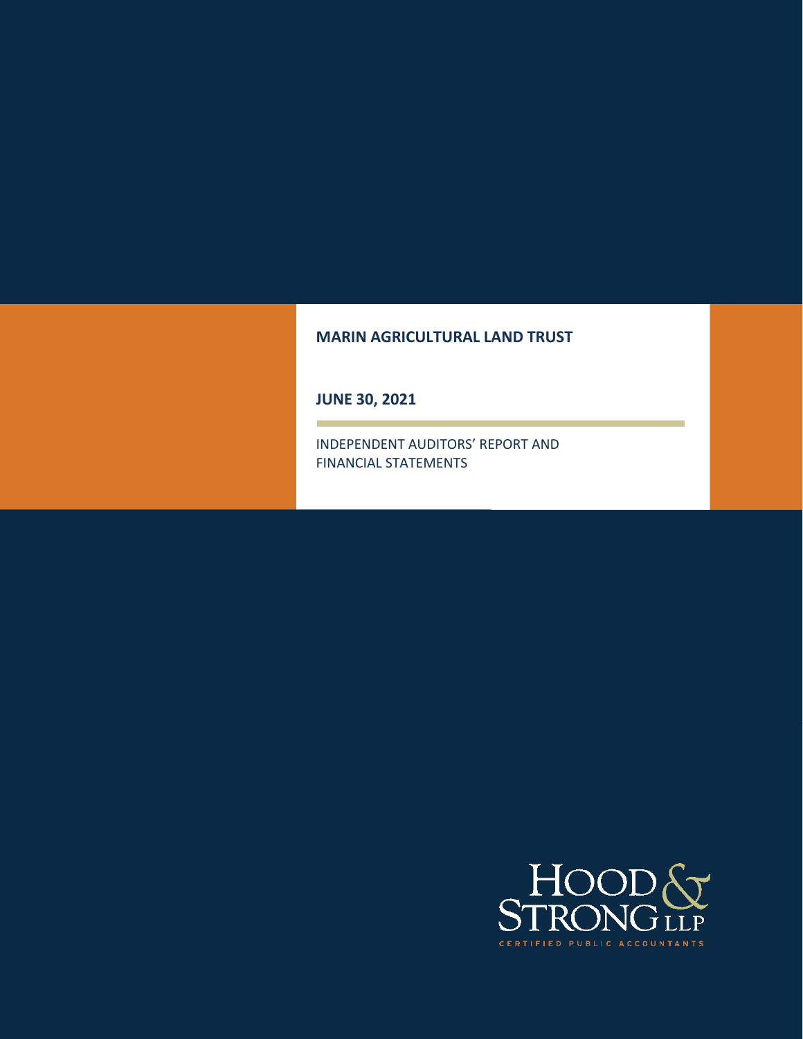**MARIN AGRICULTURAL LAND TRUST**

**JUNE 30, 2021**

INDEPENDENT AUDITORS' REPORT AND FINANCIAL STATEMENTS

HOOD & STRONG LLP

CERTIFIED PUBLIC ACCOUNTANTS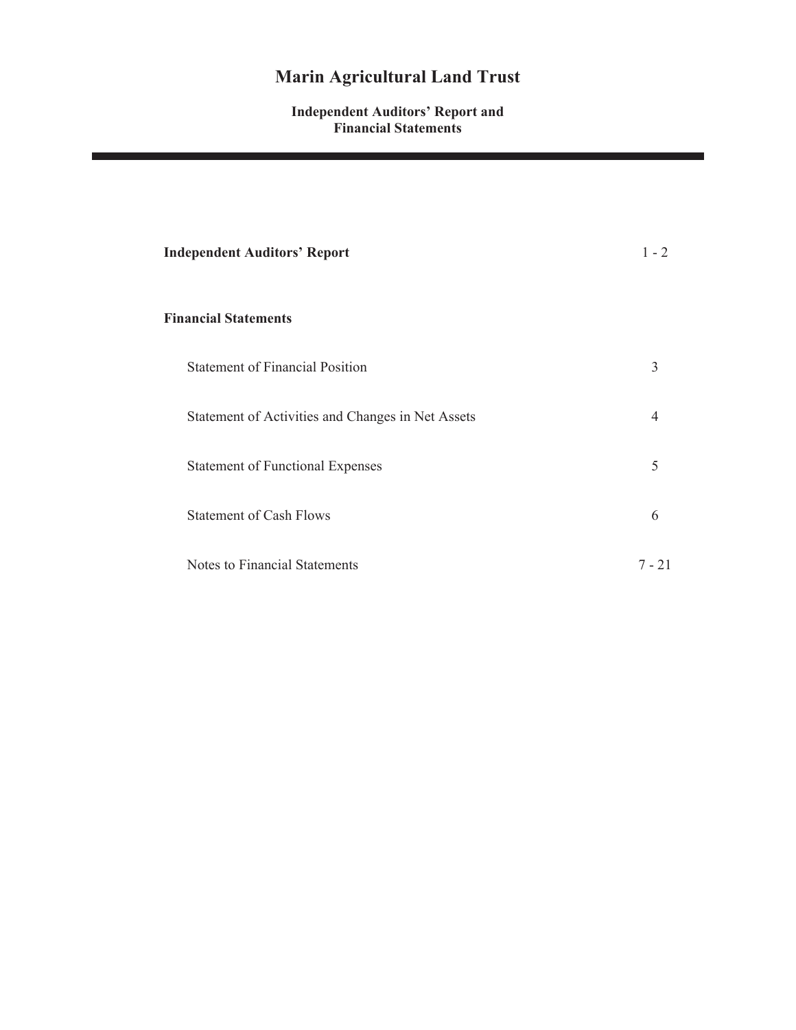# Marin Agricultural Land Trust

## Independent Auditors' Report and Financial Statements

| | |
|---|---|
| **Independent Auditors' Report** | 1 - 2 |
| **Financial Statements** | |
| Statement of Financial Position | 3 |
| Statement of Activities and Changes in Net Assets | 4 |
| Statement of Functional Expenses | 5 |
| Statement of Cash Flows | 6 |
| Notes to Financial Statements | 7 - 21 |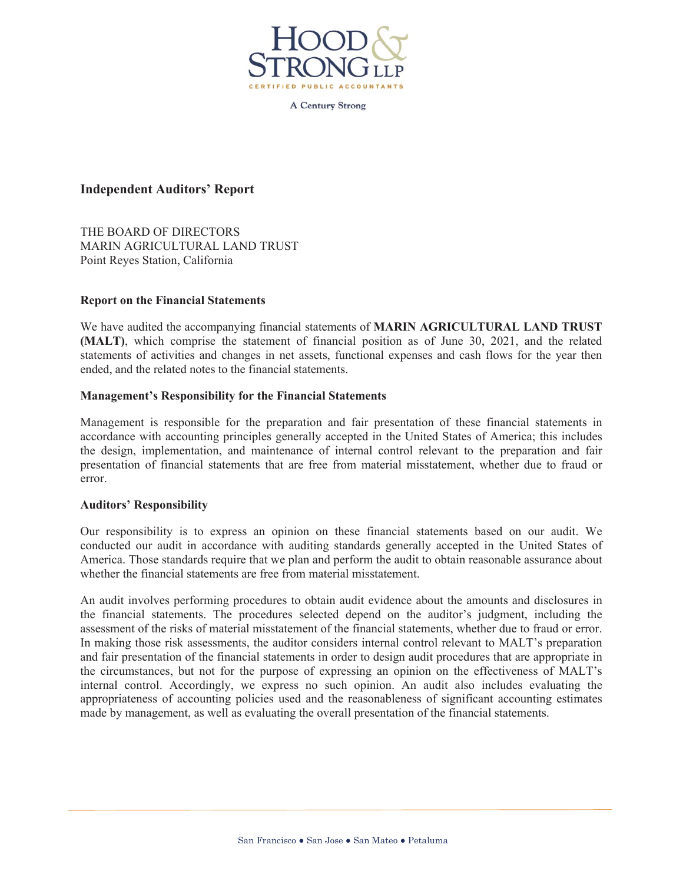HOOD & STRONG LLP

CERTIFIED PUBLIC ACCOUNTANTS

A Century Strong

## Independent Auditors' Report

THE BOARD OF DIRECTORS
MARIN AGRICULTURAL LAND TRUST
Point Reyes Station, California

### Report on the Financial Statements

We have audited the accompanying financial statements of **MARIN AGRICULTURAL LAND TRUST (MALT)**, which comprise the statement of financial position as of June 30, 2021, and the related statements of activities and changes in net assets, functional expenses and cash flows for the year then ended, and the related notes to the financial statements.

### Management's Responsibility for the Financial Statements

Management is responsible for the preparation and fair presentation of these financial statements in accordance with accounting principles generally accepted in the United States of America; this includes the design, implementation, and maintenance of internal control relevant to the preparation and fair presentation of financial statements that are free from material misstatement, whether due to fraud or error.

### Auditors' Responsibility

Our responsibility is to express an opinion on these financial statements based on our audit. We conducted our audit in accordance with auditing standards generally accepted in the United States of America. Those standards require that we plan and perform the audit to obtain reasonable assurance about whether the financial statements are free from material misstatement.

An audit involves performing procedures to obtain audit evidence about the amounts and disclosures in the financial statements. The procedures selected depend on the auditor's judgment, including the assessment of the risks of material misstatement of the financial statements, whether due to fraud or error. In making those risk assessments, the auditor considers internal control relevant to MALT's preparation and fair presentation of the financial statements in order to design audit procedures that are appropriate in the circumstances, but not for the purpose of expressing an opinion on the effectiveness of MALT's internal control. Accordingly, we express no such opinion. An audit also includes evaluating the appropriateness of accounting policies used and the reasonableness of significant accounting estimates made by management, as well as evaluating the overall presentation of the financial statements.

San Francisco ● San Jose ● San Mateo ● Petaluma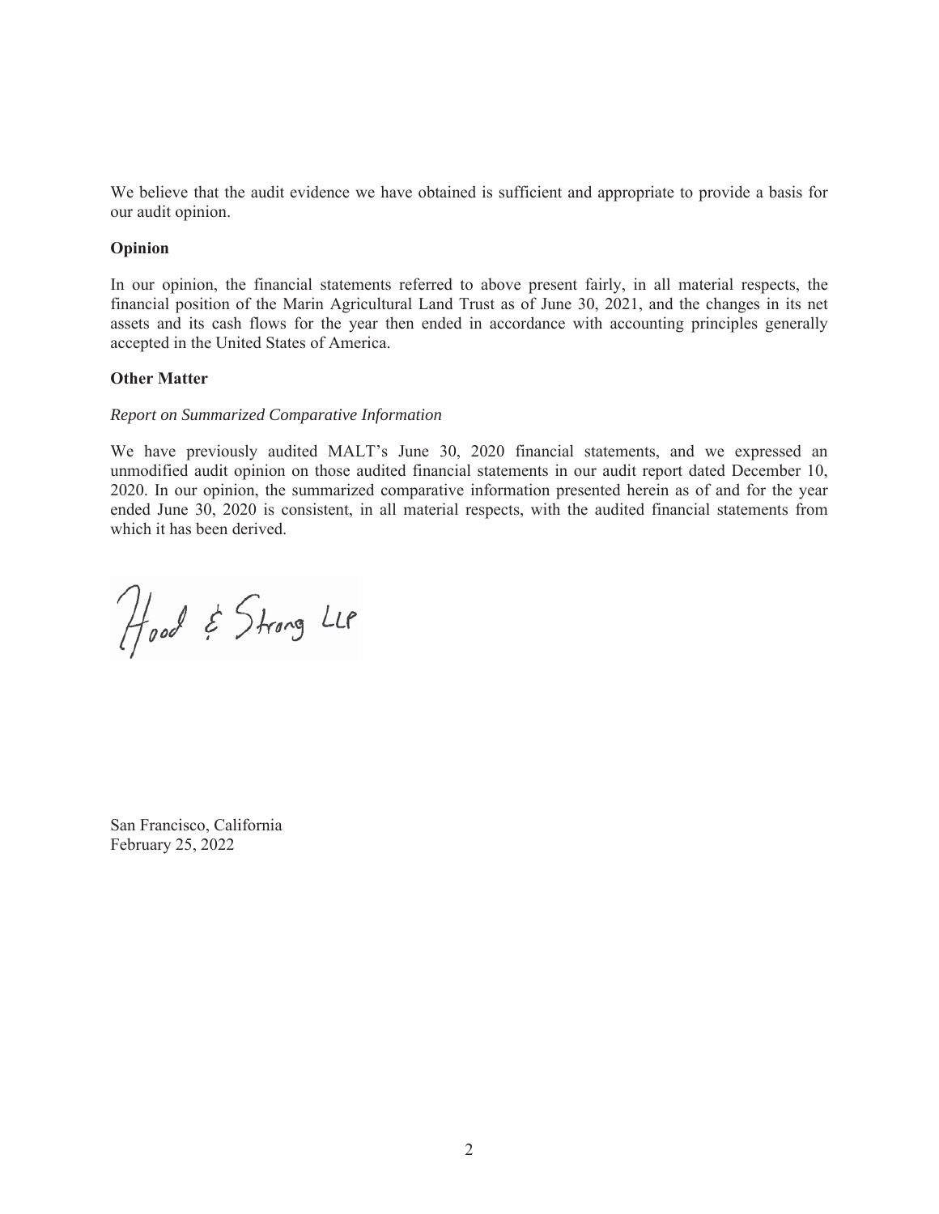We believe that the audit evidence we have obtained is sufficient and appropriate to provide a basis for our audit opinion.

**Opinion**

In our opinion, the financial statements referred to above present fairly, in all material respects, the financial position of the Marin Agricultural Land Trust as of June 30, 2021, and the changes in its net assets and its cash flows for the year then ended in accordance with accounting principles generally accepted in the United States of America.

**Other Matter**

*Report on Summarized Comparative Information*

We have previously audited MALT's June 30, 2020 financial statements, and we expressed an unmodified audit opinion on those audited financial statements in our audit report dated December 10, 2020. In our opinion, the summarized comparative information presented herein as of and for the year ended June 30, 2020 is consistent, in all material respects, with the audited financial statements from which it has been derived.

Hood & Strong LLP

San Francisco, California
February 25, 2022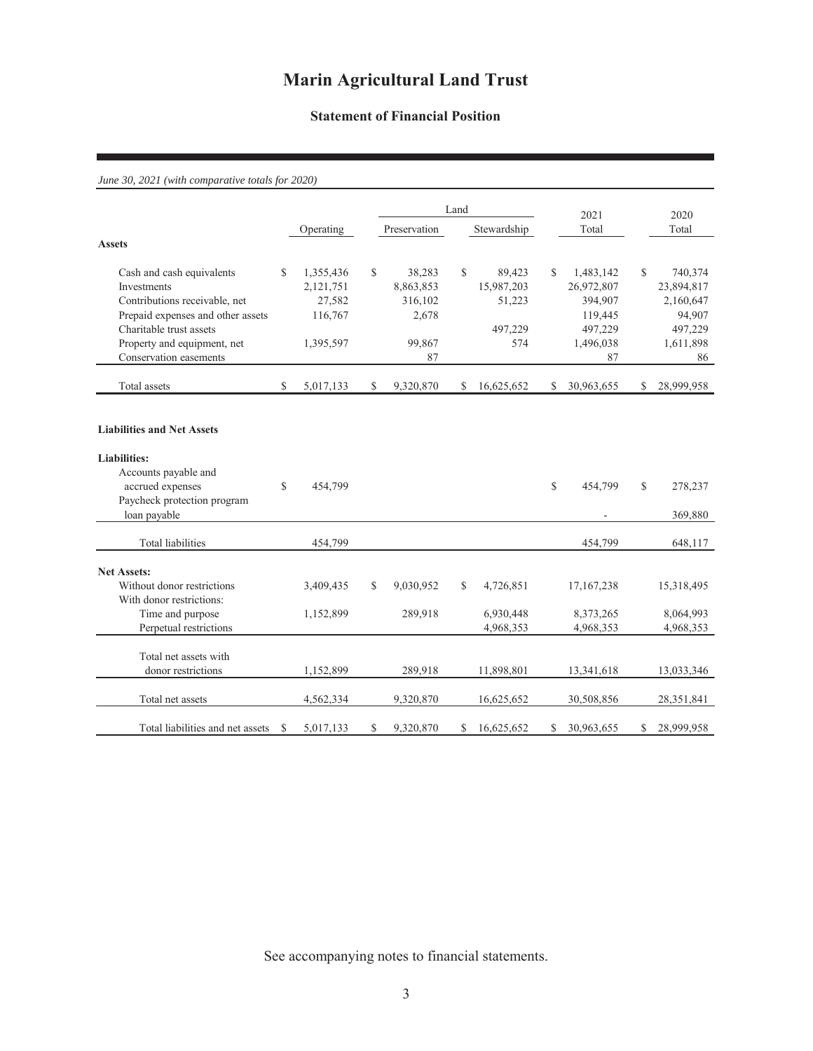# Marin Agricultural Land Trust

## Statement of Financial Position

*June 30, 2021 (with comparative totals for 2020)*

| | Operating | Land | | 2021 | 2020 |
|---|---|---|---|---|---|
| | | Preservation | Stewardship | Total | Total |
| **Assets** | | | | | |
| Cash and cash equivalents | $ 1,355,436 | $ 38,283 | $ 89,423 | $ 1,483,142 | $ 740,374 |
| Investments | 2,121,751 | 8,863,853 | 15,987,203 | 26,972,807 | 23,894,817 |
| Contributions receivable, net | 27,582 | 316,102 | 51,223 | 394,907 | 2,160,647 |
| Prepaid expenses and other assets | 116,767 | 2,678 | | 119,445 | 94,907 |
| Charitable trust assets | | | 497,229 | 497,229 | 497,229 |
| Property and equipment, net | 1,395,597 | 99,867 | 574 | 1,496,038 | 1,611,898 |
| Conservation easements | | 87 | | 87 | 86 |
| Total assets | $ 5,017,133 | $ 9,320,870 | $ 16,625,652 | $ 30,963,655 | $ 28,999,958 |
| **Liabilities and Net Assets** | | | | | |
| **Liabilities:** | | | | | |
| Accounts payable and accrued expenses | $ 454,799 | | | $ 454,799 | $ 278,237 |
| Paycheck protection program loan payable | | | | - | 369,880 |
| Total liabilities | 454,799 | | | 454,799 | 648,117 |
| **Net Assets:** | | | | | |
| Without donor restrictions | 3,409,435 | $ 9,030,952 | $ 4,726,851 | 17,167,238 | 15,318,495 |
| With donor restrictions: | | | | | |
| Time and purpose | 1,152,899 | 289,918 | 6,930,448 | 8,373,265 | 8,064,993 |
| Perpetual restrictions | | | 4,968,353 | 4,968,353 | 4,968,353 |
| Total net assets with donor restrictions | 1,152,899 | 289,918 | 11,898,801 | 13,341,618 | 13,033,346 |
| Total net assets | 4,562,334 | 9,320,870 | 16,625,652 | 30,508,856 | 28,351,841 |
| Total liabilities and net assets | $ 5,017,133 | $ 9,320,870 | $ 16,625,652 | $ 30,963,655 | $ 28,999,958 |

See accompanying notes to financial statements.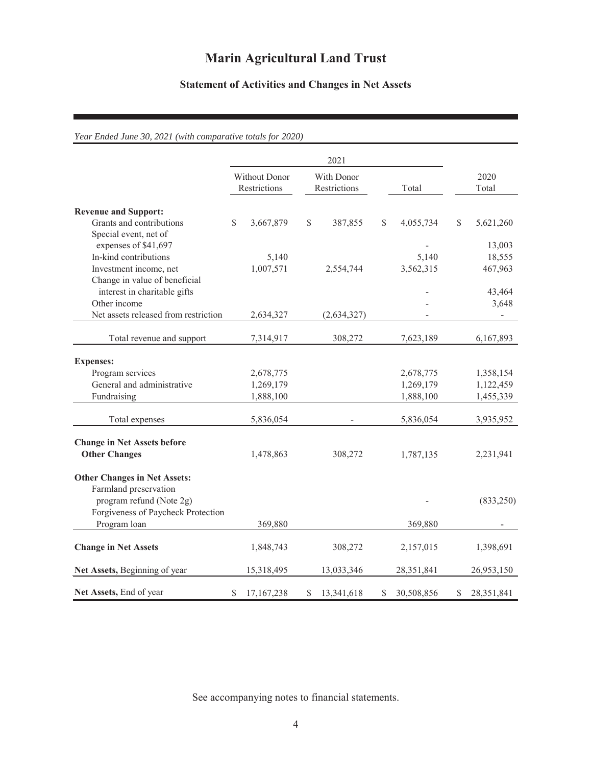# Marin Agricultural Land Trust

## Statement of Activities and Changes in Net Assets

*Year Ended June 30, 2021 (with comparative totals for 2020)*

| | 2021 | | | |
|---|---|---|---|---|
| | Without Donor Restrictions | With Donor Restrictions | Total | 2020 Total |
| **Revenue and Support:** | | | | |
| Grants and contributions | $ 3,667,879 | $ 387,855 | $ 4,055,734 | $ 5,621,260 |
| Special event, net of expenses of $41,697 | | | - | 13,003 |
| In-kind contributions | 5,140 | | 5,140 | 18,555 |
| Investment income, net | 1,007,571 | 2,554,744 | 3,562,315 | 467,963 |
| Change in value of beneficial interest in charitable gifts | | | - | 43,464 |
| Other income | | | - | 3,648 |
| Net assets released from restriction | 2,634,327 | (2,634,327) | - | - |
| Total revenue and support | 7,314,917 | 308,272 | 7,623,189 | 6,167,893 |
| **Expenses:** | | | | |
| Program services | 2,678,775 | | 2,678,775 | 1,358,154 |
| General and administrative | 1,269,179 | | 1,269,179 | 1,122,459 |
| Fundraising | 1,888,100 | | 1,888,100 | 1,455,339 |
| Total expenses | 5,836,054 | - | 5,836,054 | 3,935,952 |
| **Change in Net Assets before Other Changes** | 1,478,863 | 308,272 | 1,787,135 | 2,231,941 |
| **Other Changes in Net Assets:** | | | | |
| Farmland preservation program refund (Note 2g) | | | - | (833,250) |
| Forgiveness of Paycheck Protection Program loan | 369,880 | | 369,880 | - |
| **Change in Net Assets** | 1,848,743 | 308,272 | 2,157,015 | 1,398,691 |
| **Net Assets,** Beginning of year | 15,318,495 | 13,033,346 | 28,351,841 | 26,953,150 |
| **Net Assets,** End of year | $ 17,167,238 | $ 13,341,618 | $ 30,508,856 | $ 28,351,841 |

See accompanying notes to financial statements.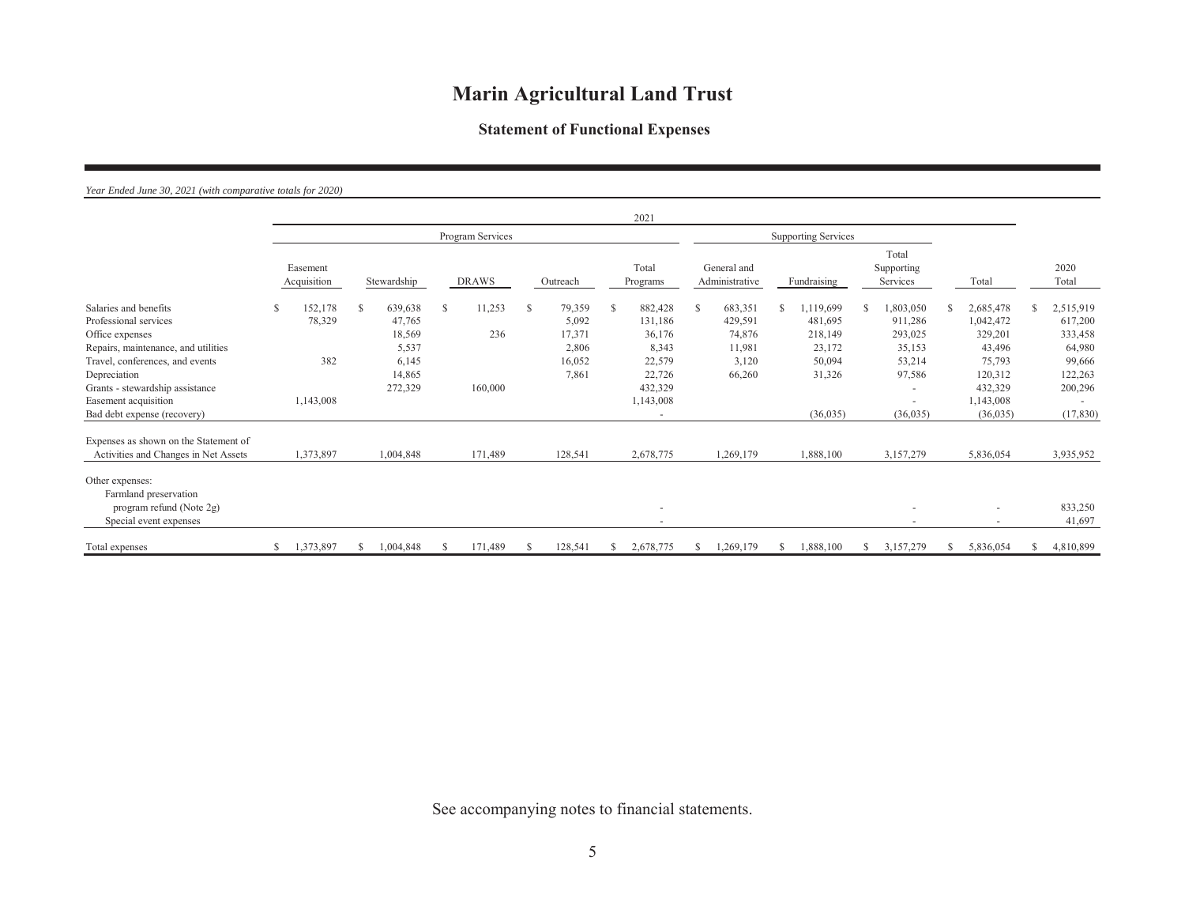# Marin Agricultural Land Trust

## Statement of Functional Expenses

*Year Ended June 30, 2021 (with comparative totals for 2020)*

| | 2021 | | | | | | | | | |
|---|---|---|---|---|---|---|---|---|---|---|
| | Program Services | | | | | Supporting Services | | | | |
| | Easement Acquisition | Stewardship | DRAWS | Outreach | Total Programs | General and Administrative | Fundraising | Total Supporting Services | Total | 2020 Total |
| Salaries and benefits | $ 152,178 | $ 639,638 | $ 11,253 | $ 79,359 | $ 882,428 | $ 683,351 | $ 1,119,699 | $ 1,803,050 | $ 2,685,478 | $ 2,515,919 |
| Professional services | 78,329 | 47,765 | | 5,092 | 131,186 | 429,591 | 481,695 | 911,286 | 1,042,472 | 617,200 |
| Office expenses | | 18,569 | 236 | 17,371 | 36,176 | 74,876 | 218,149 | 293,025 | 329,201 | 333,458 |
| Repairs, maintenance, and utilities | | 5,537 | | 2,806 | 8,343 | 11,981 | 23,172 | 35,153 | 43,496 | 64,980 |
| Travel, conferences, and events | 382 | 6,145 | | 16,052 | 22,579 | 3,120 | 50,094 | 53,214 | 75,793 | 99,666 |
| Depreciation | | 14,865 | | 7,861 | 22,726 | 66,260 | 31,326 | 97,586 | 120,312 | 122,263 |
| Grants - stewardship assistance | | 272,329 | 160,000 | | 432,329 | | | - | 432,329 | 200,296 |
| Easement acquisition | 1,143,008 | | | | 1,143,008 | | | - | 1,143,008 | - |
| Bad debt expense (recovery) | | | | | - | | (36,035) | (36,035) | (36,035) | (17,830) |
| Expenses as shown on the Statement of Activities and Changes in Net Assets | 1,373,897 | 1,004,848 | 171,489 | 128,541 | 2,678,775 | 1,269,179 | 1,888,100 | 3,157,279 | 5,836,054 | 3,935,952 |
| Other expenses: | | | | | | | | | | |
| Farmland preservation program refund (Note 2g) | | | | | - | | | - | - | 833,250 |
| Special event expenses | | | | | - | | | - | - | 41,697 |
| Total expenses | $ 1,373,897 | $ 1,004,848 | $ 171,489 | $ 128,541 | $ 2,678,775 | $ 1,269,179 | $ 1,888,100 | $ 3,157,279 | $ 5,836,054 | $ 4,810,899 |

See accompanying notes to financial statements.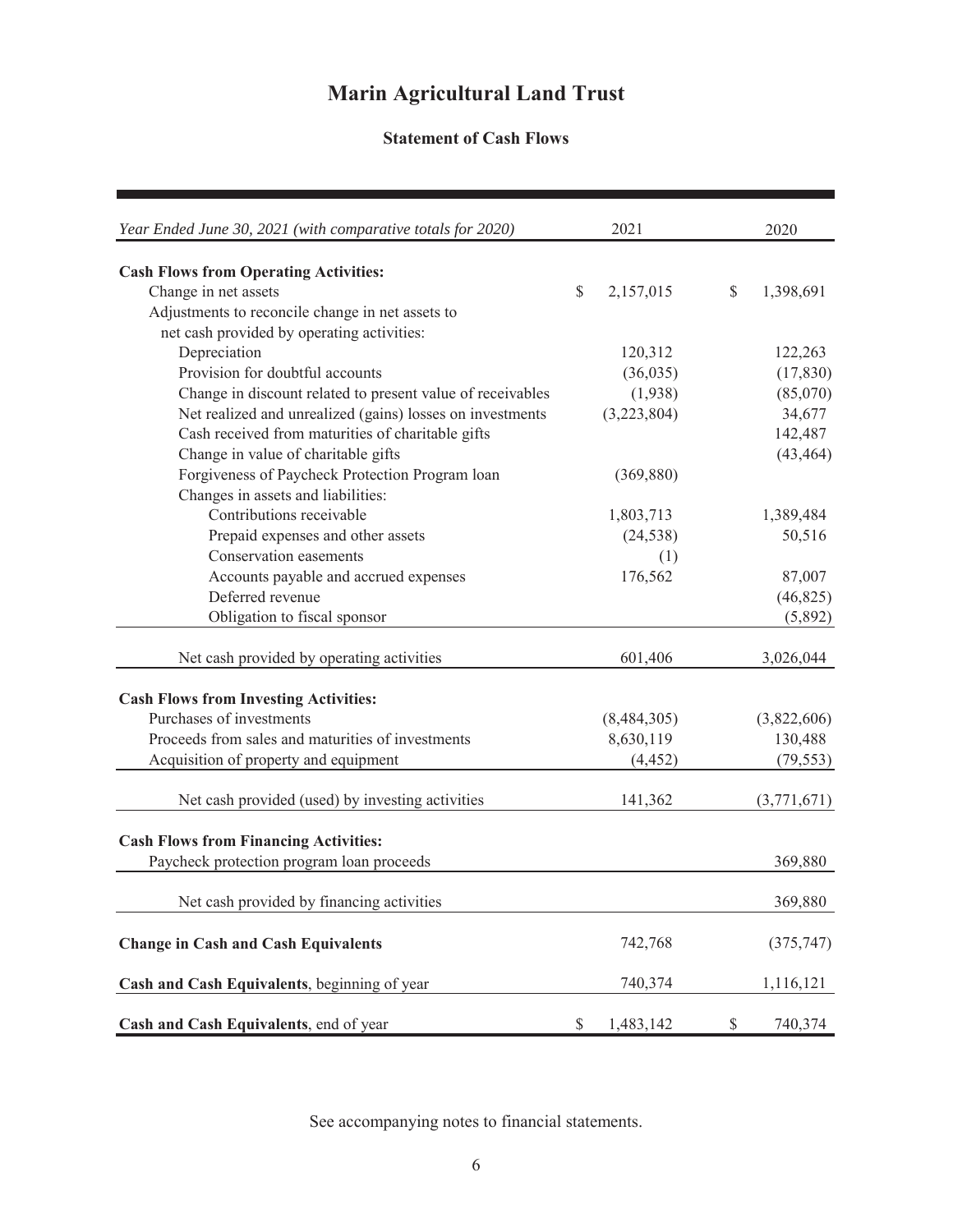# Marin Agricultural Land Trust

## Statement of Cash Flows

| *Year Ended June 30, 2021 (with comparative totals for 2020)* | 2021 | 2020 |
|---|---|---|
| **Cash Flows from Operating Activities:** | | |
| Change in net assets | $ 2,157,015 | $ 1,398,691 |
| Adjustments to reconcile change in net assets to net cash provided by operating activities: | | |
| Depreciation | 120,312 | 122,263 |
| Provision for doubtful accounts | (36,035) | (17,830) |
| Change in discount related to present value of receivables | (1,938) | (85,070) |
| Net realized and unrealized (gains) losses on investments | (3,223,804) | 34,677 |
| Cash received from maturities of charitable gifts | | 142,487 |
| Change in value of charitable gifts | | (43,464) |
| Forgiveness of Paycheck Protection Program loan | (369,880) | |
| Changes in assets and liabilities: | | |
| Contributions receivable | 1,803,713 | 1,389,484 |
| Prepaid expenses and other assets | (24,538) | 50,516 |
| Conservation easements | (1) | |
| Accounts payable and accrued expenses | 176,562 | 87,007 |
| Deferred revenue | | (46,825) |
| Obligation to fiscal sponsor | | (5,892) |
| Net cash provided by operating activities | 601,406 | 3,026,044 |
| **Cash Flows from Investing Activities:** | | |
| Purchases of investments | (8,484,305) | (3,822,606) |
| Proceeds from sales and maturities of investments | 8,630,119 | 130,488 |
| Acquisition of property and equipment | (4,452) | (79,553) |
| Net cash provided (used) by investing activities | 141,362 | (3,771,671) |
| **Cash Flows from Financing Activities:** | | |
| Paycheck protection program loan proceeds | | 369,880 |
| Net cash provided by financing activities | | 369,880 |
| **Change in Cash and Cash Equivalents** | 742,768 | (375,747) |
| **Cash and Cash Equivalents**, beginning of year | 740,374 | 1,116,121 |
| **Cash and Cash Equivalents**, end of year | $ 1,483,142 | $ 740,374 |

See accompanying notes to financial statements.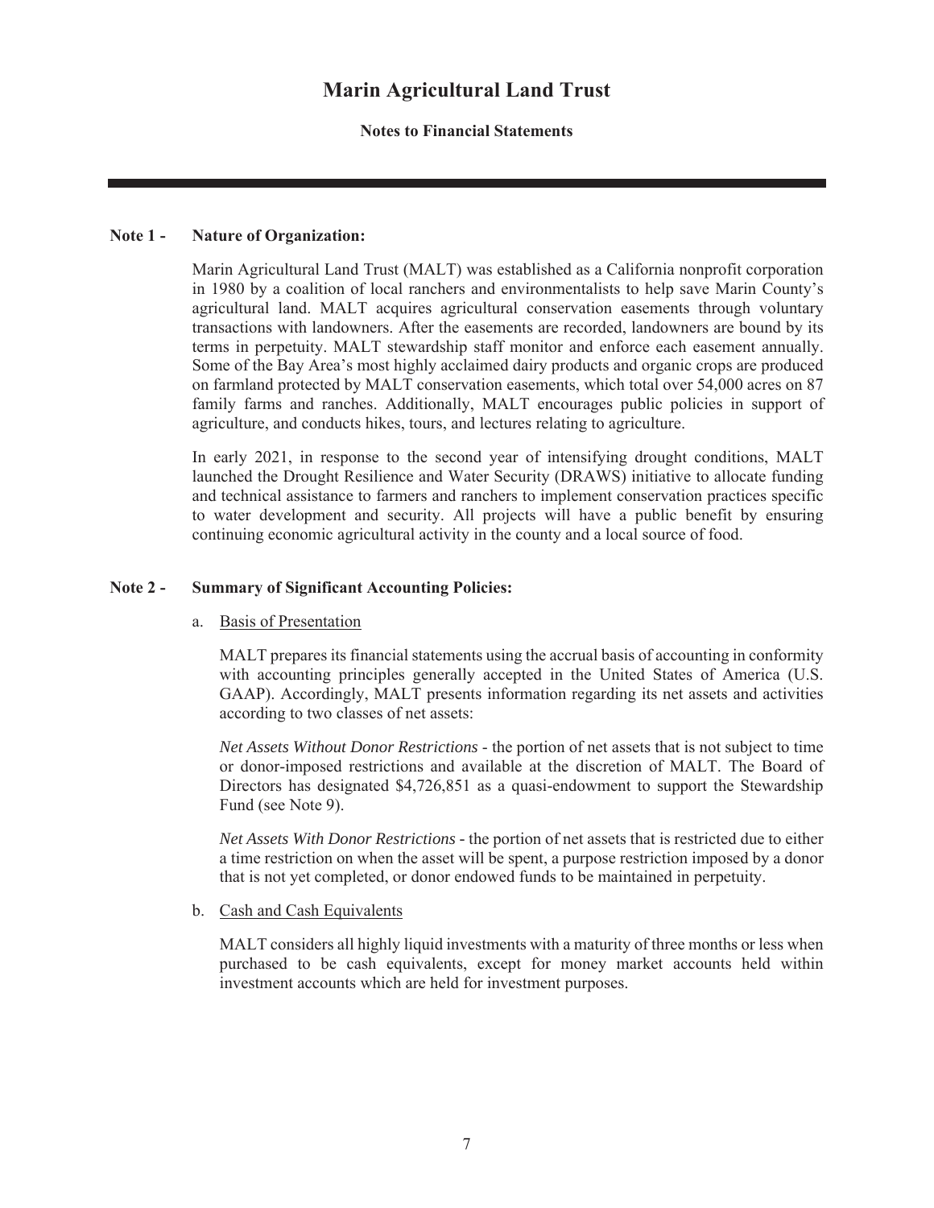# Marin Agricultural Land Trust

**Notes to Financial Statements**

---

**Note 1 - Nature of Organization:**

Marin Agricultural Land Trust (MALT) was established as a California nonprofit corporation in 1980 by a coalition of local ranchers and environmentalists to help save Marin County's agricultural land. MALT acquires agricultural conservation easements through voluntary transactions with landowners. After the easements are recorded, landowners are bound by its terms in perpetuity. MALT stewardship staff monitor and enforce each easement annually. Some of the Bay Area's most highly acclaimed dairy products and organic crops are produced on farmland protected by MALT conservation easements, which total over 54,000 acres on 87 family farms and ranches. Additionally, MALT encourages public policies in support of agriculture, and conducts hikes, tours, and lectures relating to agriculture.

In early 2021, in response to the second year of intensifying drought conditions, MALT launched the Drought Resilience and Water Security (DRAWS) initiative to allocate funding and technical assistance to farmers and ranchers to implement conservation practices specific to water development and security. All projects will have a public benefit by ensuring continuing economic agricultural activity in the county and a local source of food.

**Note 2 - Summary of Significant Accounting Policies:**

a. Basis of Presentation

MALT prepares its financial statements using the accrual basis of accounting in conformity with accounting principles generally accepted in the United States of America (U.S. GAAP). Accordingly, MALT presents information regarding its net assets and activities according to two classes of net assets:

*Net Assets Without Donor Restrictions* - the portion of net assets that is not subject to time or donor-imposed restrictions and available at the discretion of MALT. The Board of Directors has designated $4,726,851 as a quasi-endowment to support the Stewardship Fund (see Note 9).

*Net Assets With Donor Restrictions* - the portion of net assets that is restricted due to either a time restriction on when the asset will be spent, a purpose restriction imposed by a donor that is not yet completed, or donor endowed funds to be maintained in perpetuity.

b. Cash and Cash Equivalents

MALT considers all highly liquid investments with a maturity of three months or less when purchased to be cash equivalents, except for money market accounts held within investment accounts which are held for investment purposes.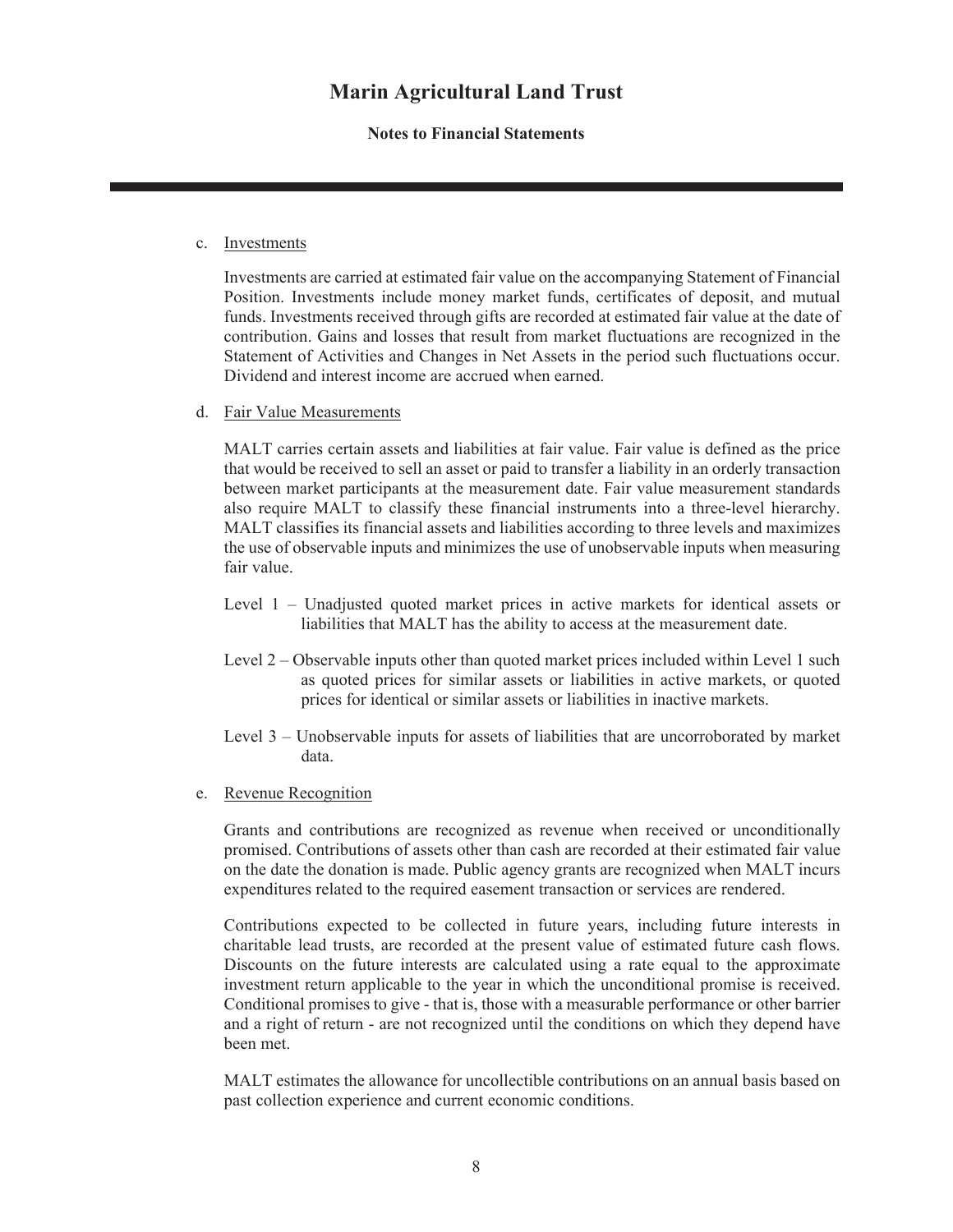c. <u>Investments</u>

Investments are carried at estimated fair value on the accompanying Statement of Financial Position. Investments include money market funds, certificates of deposit, and mutual funds. Investments received through gifts are recorded at estimated fair value at the date of contribution. Gains and losses that result from market fluctuations are recognized in the Statement of Activities and Changes in Net Assets in the period such fluctuations occur. Dividend and interest income are accrued when earned.

d. <u>Fair Value Measurements</u>

MALT carries certain assets and liabilities at fair value. Fair value is defined as the price that would be received to sell an asset or paid to transfer a liability in an orderly transaction between market participants at the measurement date. Fair value measurement standards also require MALT to classify these financial instruments into a three-level hierarchy. MALT classifies its financial assets and liabilities according to three levels and maximizes the use of observable inputs and minimizes the use of unobservable inputs when measuring fair value.

Level 1 – Unadjusted quoted market prices in active markets for identical assets or liabilities that MALT has the ability to access at the measurement date.

Level 2 – Observable inputs other than quoted market prices included within Level 1 such as quoted prices for similar assets or liabilities in active markets, or quoted prices for identical or similar assets or liabilities in inactive markets.

Level 3 – Unobservable inputs for assets of liabilities that are uncorroborated by market data.

e. <u>Revenue Recognition</u>

Grants and contributions are recognized as revenue when received or unconditionally promised. Contributions of assets other than cash are recorded at their estimated fair value on the date the donation is made. Public agency grants are recognized when MALT incurs expenditures related to the required easement transaction or services are rendered.

Contributions expected to be collected in future years, including future interests in charitable lead trusts, are recorded at the present value of estimated future cash flows. Discounts on the future interests are calculated using a rate equal to the approximate investment return applicable to the year in which the unconditional promise is received. Conditional promises to give - that is, those with a measurable performance or other barrier and a right of return - are not recognized until the conditions on which they depend have been met.

MALT estimates the allowance for uncollectible contributions on an annual basis based on past collection experience and current economic conditions.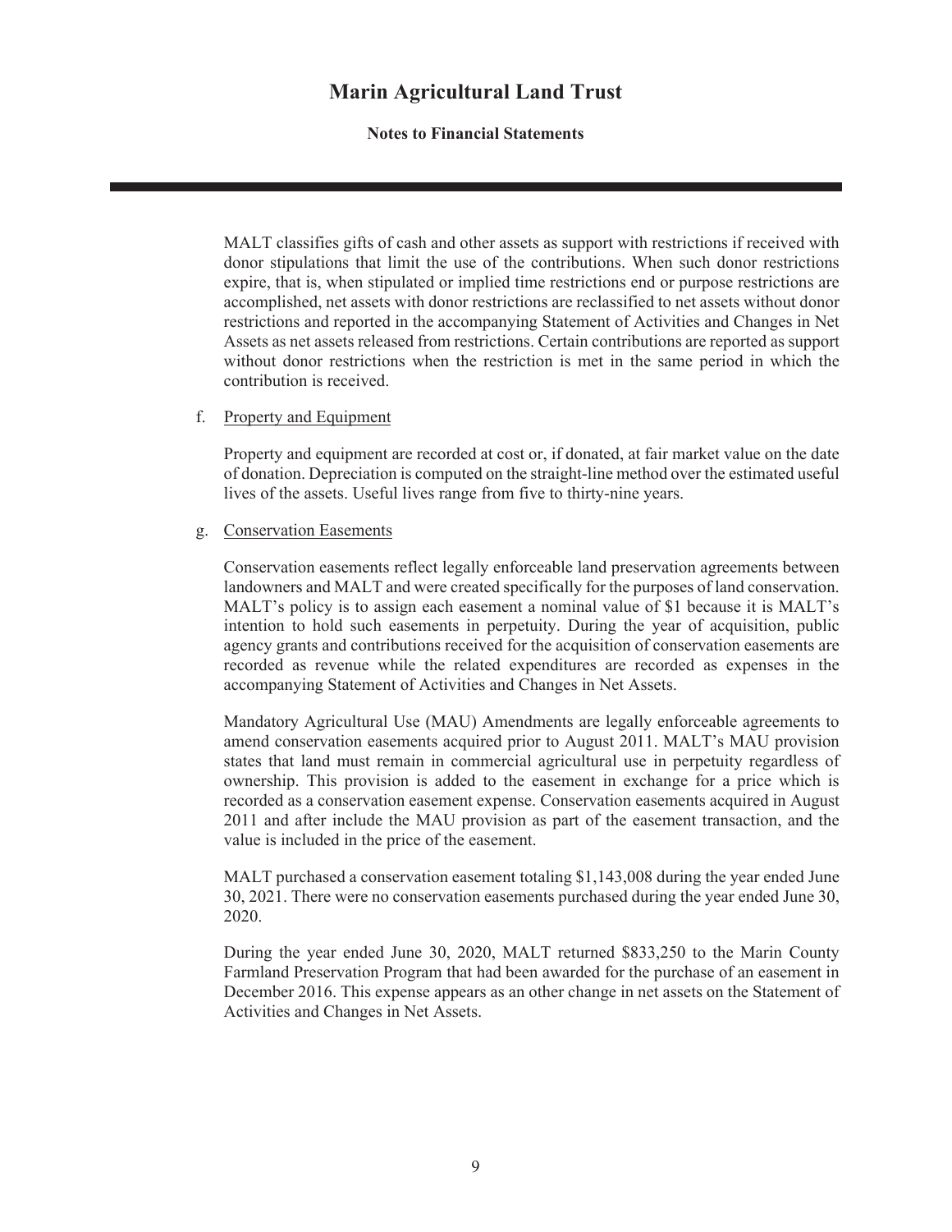MALT classifies gifts of cash and other assets as support with restrictions if received with donor stipulations that limit the use of the contributions. When such donor restrictions expire, that is, when stipulated or implied time restrictions end or purpose restrictions are accomplished, net assets with donor restrictions are reclassified to net assets without donor restrictions and reported in the accompanying Statement of Activities and Changes in Net Assets as net assets released from restrictions. Certain contributions are reported as support without donor restrictions when the restriction is met in the same period in which the contribution is received.

f. Property and Equipment

Property and equipment are recorded at cost or, if donated, at fair market value on the date of donation. Depreciation is computed on the straight-line method over the estimated useful lives of the assets. Useful lives range from five to thirty-nine years.

g. Conservation Easements

Conservation easements reflect legally enforceable land preservation agreements between landowners and MALT and were created specifically for the purposes of land conservation. MALT's policy is to assign each easement a nominal value of $1 because it is MALT's intention to hold such easements in perpetuity. During the year of acquisition, public agency grants and contributions received for the acquisition of conservation easements are recorded as revenue while the related expenditures are recorded as expenses in the accompanying Statement of Activities and Changes in Net Assets.

Mandatory Agricultural Use (MAU) Amendments are legally enforceable agreements to amend conservation easements acquired prior to August 2011. MALT's MAU provision states that land must remain in commercial agricultural use in perpetuity regardless of ownership. This provision is added to the easement in exchange for a price which is recorded as a conservation easement expense. Conservation easements acquired in August 2011 and after include the MAU provision as part of the easement transaction, and the value is included in the price of the easement.

MALT purchased a conservation easement totaling $1,143,008 during the year ended June 30, 2021. There were no conservation easements purchased during the year ended June 30, 2020.

During the year ended June 30, 2020, MALT returned $833,250 to the Marin County Farmland Preservation Program that had been awarded for the purchase of an easement in December 2016. This expense appears as an other change in net assets on the Statement of Activities and Changes in Net Assets.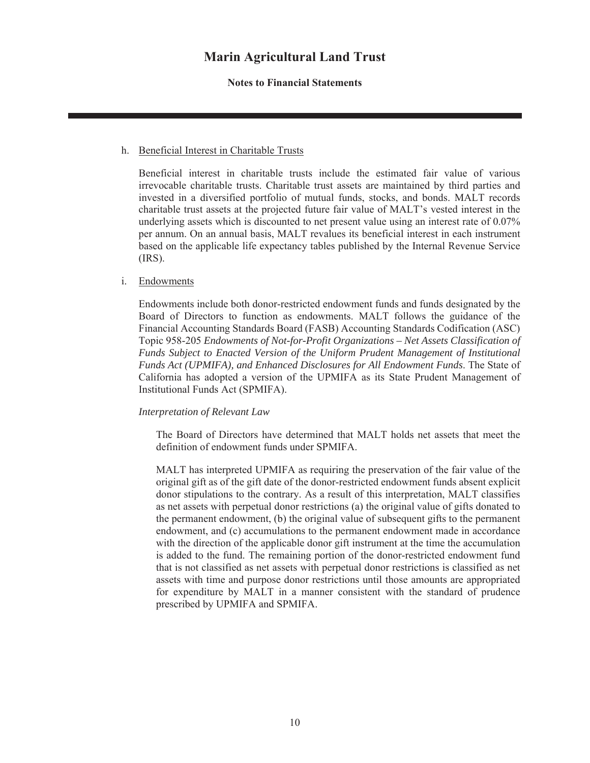h. Beneficial Interest in Charitable Trusts

Beneficial interest in charitable trusts include the estimated fair value of various irrevocable charitable trusts. Charitable trust assets are maintained by third parties and invested in a diversified portfolio of mutual funds, stocks, and bonds. MALT records charitable trust assets at the projected future fair value of MALT's vested interest in the underlying assets which is discounted to net present value using an interest rate of 0.07% per annum. On an annual basis, MALT revalues its beneficial interest in each instrument based on the applicable life expectancy tables published by the Internal Revenue Service (IRS).

i. Endowments

Endowments include both donor-restricted endowment funds and funds designated by the Board of Directors to function as endowments. MALT follows the guidance of the Financial Accounting Standards Board (FASB) Accounting Standards Codification (ASC) Topic 958-205 *Endowments of Not-for-Profit Organizations – Net Assets Classification of Funds Subject to Enacted Version of the Uniform Prudent Management of Institutional Funds Act (UPMIFA), and Enhanced Disclosures for All Endowment Funds*. The State of California has adopted a version of the UPMIFA as its State Prudent Management of Institutional Funds Act (SPMIFA).

*Interpretation of Relevant Law*

The Board of Directors have determined that MALT holds net assets that meet the definition of endowment funds under SPMIFA.

MALT has interpreted UPMIFA as requiring the preservation of the fair value of the original gift as of the gift date of the donor-restricted endowment funds absent explicit donor stipulations to the contrary. As a result of this interpretation, MALT classifies as net assets with perpetual donor restrictions (a) the original value of gifts donated to the permanent endowment, (b) the original value of subsequent gifts to the permanent endowment, and (c) accumulations to the permanent endowment made in accordance with the direction of the applicable donor gift instrument at the time the accumulation is added to the fund. The remaining portion of the donor-restricted endowment fund that is not classified as net assets with perpetual donor restrictions is classified as net assets with time and purpose donor restrictions until those amounts are appropriated for expenditure by MALT in a manner consistent with the standard of prudence prescribed by UPMIFA and SPMIFA.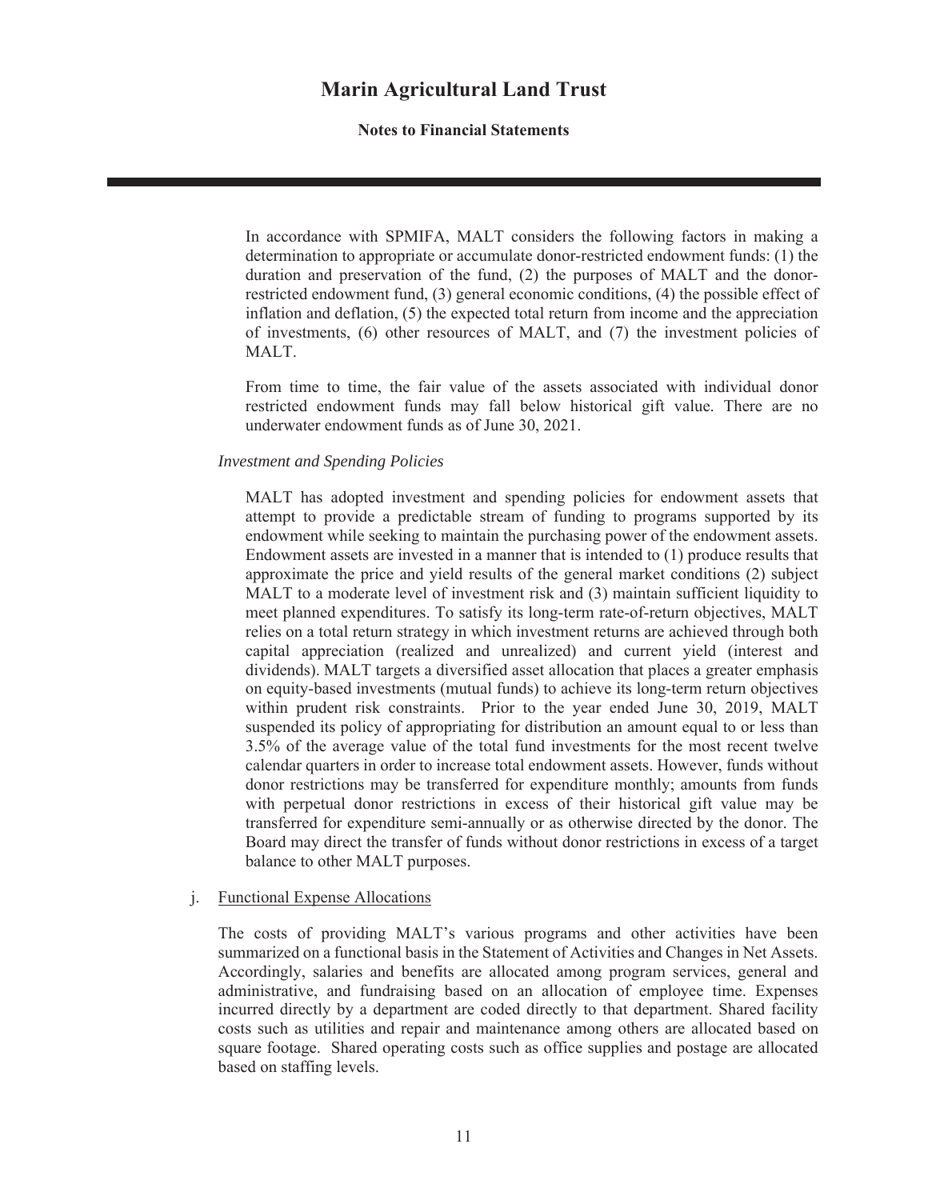In accordance with SPMIFA, MALT considers the following factors in making a determination to appropriate or accumulate donor-restricted endowment funds: (1) the duration and preservation of the fund, (2) the purposes of MALT and the donor-restricted endowment fund, (3) general economic conditions, (4) the possible effect of inflation and deflation, (5) the expected total return from income and the appreciation of investments, (6) other resources of MALT, and (7) the investment policies of MALT.

From time to time, the fair value of the assets associated with individual donor restricted endowment funds may fall below historical gift value. There are no underwater endowment funds as of June 30, 2021.

*Investment and Spending Policies*

MALT has adopted investment and spending policies for endowment assets that attempt to provide a predictable stream of funding to programs supported by its endowment while seeking to maintain the purchasing power of the endowment assets. Endowment assets are invested in a manner that is intended to (1) produce results that approximate the price and yield results of the general market conditions (2) subject MALT to a moderate level of investment risk and (3) maintain sufficient liquidity to meet planned expenditures. To satisfy its long-term rate-of-return objectives, MALT relies on a total return strategy in which investment returns are achieved through both capital appreciation (realized and unrealized) and current yield (interest and dividends). MALT targets a diversified asset allocation that places a greater emphasis on equity-based investments (mutual funds) to achieve its long-term return objectives within prudent risk constraints. Prior to the year ended June 30, 2019, MALT suspended its policy of appropriating for distribution an amount equal to or less than 3.5% of the average value of the total fund investments for the most recent twelve calendar quarters in order to increase total endowment assets. However, funds without donor restrictions may be transferred for expenditure monthly; amounts from funds with perpetual donor restrictions in excess of their historical gift value may be transferred for expenditure semi-annually or as otherwise directed by the donor. The Board may direct the transfer of funds without donor restrictions in excess of a target balance to other MALT purposes.

j. Functional Expense Allocations

The costs of providing MALT's various programs and other activities have been summarized on a functional basis in the Statement of Activities and Changes in Net Assets. Accordingly, salaries and benefits are allocated among program services, general and administrative, and fundraising based on an allocation of employee time. Expenses incurred directly by a department are coded directly to that department. Shared facility costs such as utilities and repair and maintenance among others are allocated based on square footage. Shared operating costs such as office supplies and postage are allocated based on staffing levels.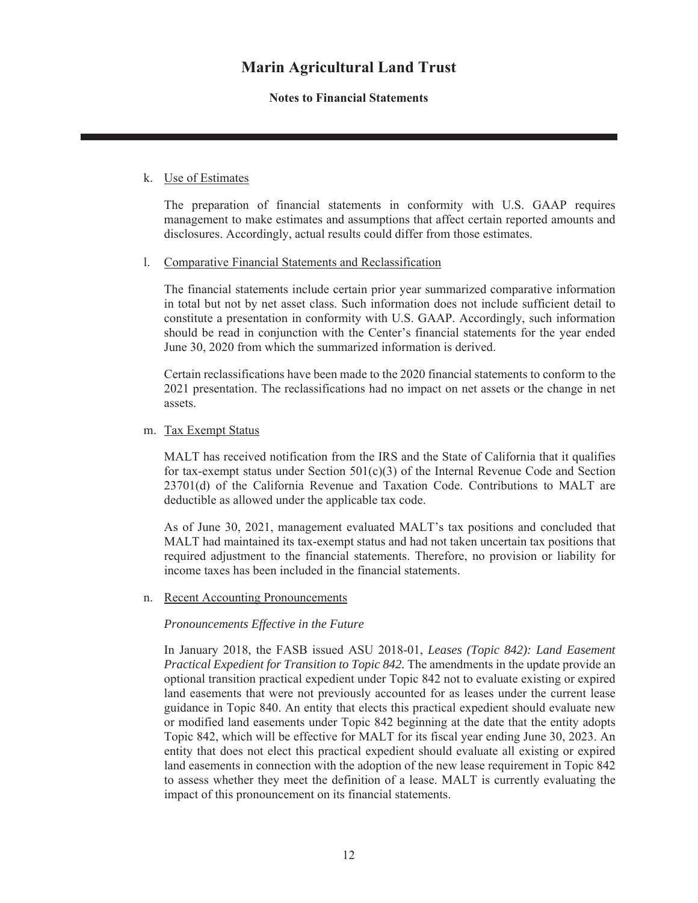k. Use of Estimates

The preparation of financial statements in conformity with U.S. GAAP requires management to make estimates and assumptions that affect certain reported amounts and disclosures. Accordingly, actual results could differ from those estimates.

l. Comparative Financial Statements and Reclassification

The financial statements include certain prior year summarized comparative information in total but not by net asset class. Such information does not include sufficient detail to constitute a presentation in conformity with U.S. GAAP. Accordingly, such information should be read in conjunction with the Center's financial statements for the year ended June 30, 2020 from which the summarized information is derived.

Certain reclassifications have been made to the 2020 financial statements to conform to the 2021 presentation. The reclassifications had no impact on net assets or the change in net assets.

m. Tax Exempt Status

MALT has received notification from the IRS and the State of California that it qualifies for tax-exempt status under Section 501(c)(3) of the Internal Revenue Code and Section 23701(d) of the California Revenue and Taxation Code. Contributions to MALT are deductible as allowed under the applicable tax code.

As of June 30, 2021, management evaluated MALT's tax positions and concluded that MALT had maintained its tax-exempt status and had not taken uncertain tax positions that required adjustment to the financial statements. Therefore, no provision or liability for income taxes has been included in the financial statements.

n. Recent Accounting Pronouncements

*Pronouncements Effective in the Future*

In January 2018, the FASB issued ASU 2018-01, *Leases (Topic 842): Land Easement Practical Expedient for Transition to Topic 842.* The amendments in the update provide an optional transition practical expedient under Topic 842 not to evaluate existing or expired land easements that were not previously accounted for as leases under the current lease guidance in Topic 840. An entity that elects this practical expedient should evaluate new or modified land easements under Topic 842 beginning at the date that the entity adopts Topic 842, which will be effective for MALT for its fiscal year ending June 30, 2023. An entity that does not elect this practical expedient should evaluate all existing or expired land easements in connection with the adoption of the new lease requirement in Topic 842 to assess whether they meet the definition of a lease. MALT is currently evaluating the impact of this pronouncement on its financial statements.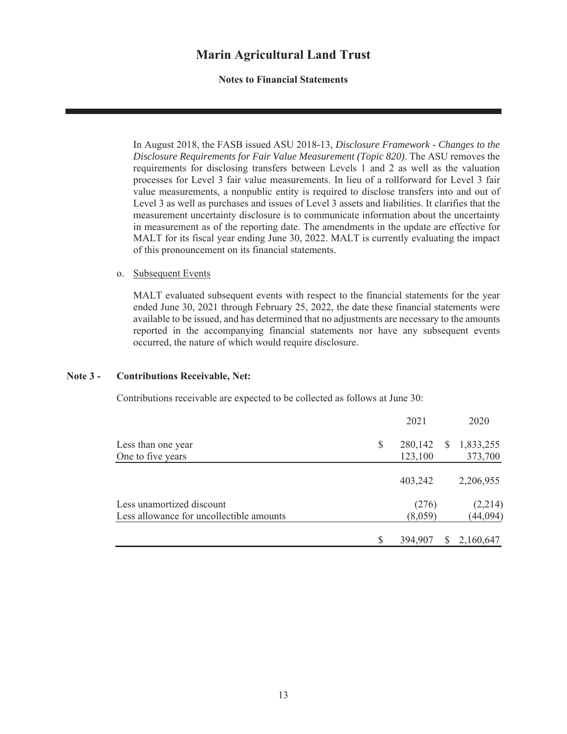In August 2018, the FASB issued ASU 2018-13, *Disclosure Framework - Changes to the Disclosure Requirements for Fair Value Measurement (Topic 820)*. The ASU removes the requirements for disclosing transfers between Levels 1 and 2 as well as the valuation processes for Level 3 fair value measurements. In lieu of a rollforward for Level 3 fair value measurements, a nonpublic entity is required to disclose transfers into and out of Level 3 as well as purchases and issues of Level 3 assets and liabilities. It clarifies that the measurement uncertainty disclosure is to communicate information about the uncertainty in measurement as of the reporting date. The amendments in the update are effective for MALT for its fiscal year ending June 30, 2022. MALT is currently evaluating the impact of this pronouncement on its financial statements.

o. Subsequent Events

MALT evaluated subsequent events with respect to the financial statements for the year ended June 30, 2021 through February 25, 2022, the date these financial statements were available to be issued, and has determined that no adjustments are necessary to the amounts reported in the accompanying financial statements nor have any subsequent events occurred, the nature of which would require disclosure.

## Note 3 - Contributions Receivable, Net:

Contributions receivable are expected to be collected as follows at June 30:

| | 2021 | 2020 |
|---|---|---|
| Less than one year | $ 280,142 | $ 1,833,255 |
| One to five years | 123,100 | 373,700 |
| | 403,242 | 2,206,955 |
| Less unamortized discount | (276) | (2,214) |
| Less allowance for uncollectible amounts | (8,059) | (44,094) |
| | $ 394,907 | $ 2,160,647 |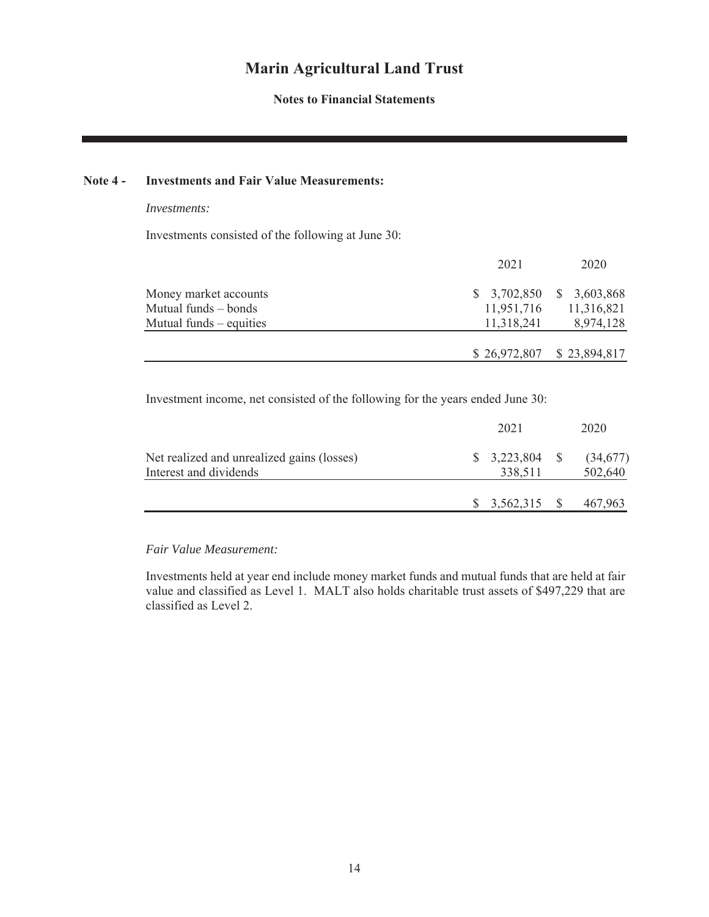# Marin Agricultural Land Trust

**Notes to Financial Statements**

## Note 4 - Investments and Fair Value Measurements:

*Investments:*

Investments consisted of the following at June 30:

| | 2021 | 2020 |
|---|---|---|
| Money market accounts | $ 3,702,850 | $ 3,603,868 |
| Mutual funds – bonds | 11,951,716 | 11,316,821 |
| Mutual funds – equities | 11,318,241 | 8,974,128 |
| | $ 26,972,807 | $ 23,894,817 |

Investment income, net consisted of the following for the years ended June 30:

| | 2021 | 2020 |
|---|---|---|
| Net realized and unrealized gains (losses) | $ 3,223,804 | $ (34,677) |
| Interest and dividends | 338,511 | 502,640 |
| | $ 3,562,315 | $ 467,963 |

*Fair Value Measurement:*

Investments held at year end include money market funds and mutual funds that are held at fair value and classified as Level 1. MALT also holds charitable trust assets of $497,229 that are classified as Level 2.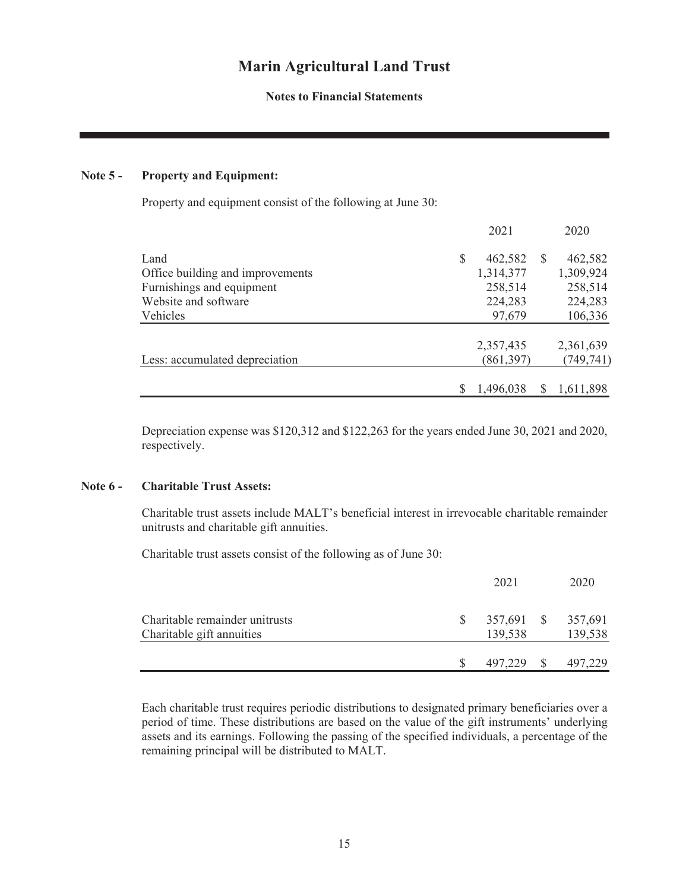# Marin Agricultural Land Trust

**Notes to Financial Statements**

**Note 5 - Property and Equipment:**

Property and equipment consist of the following at June 30:

| | 2021 | 2020 |
|---|---|---|
| Land | $ 462,582 | $ 462,582 |
| Office building and improvements | 1,314,377 | 1,309,924 |
| Furnishings and equipment | 258,514 | 258,514 |
| Website and software | 224,283 | 224,283 |
| Vehicles | 97,679 | 106,336 |
| | 2,357,435 | 2,361,639 |
| Less: accumulated depreciation | (861,397) | (749,741) |
| | $ 1,496,038 | $ 1,611,898 |

Depreciation expense was $120,312 and $122,263 for the years ended June 30, 2021 and 2020, respectively.

**Note 6 - Charitable Trust Assets:**

Charitable trust assets include MALT's beneficial interest in irrevocable charitable remainder unitrusts and charitable gift annuities.

Charitable trust assets consist of the following as of June 30:

| | 2021 | 2020 |
|---|---|---|
| Charitable remainder unitrusts | $ 357,691 | $ 357,691 |
| Charitable gift annuities | 139,538 | 139,538 |
| | $ 497,229 | $ 497,229 |

Each charitable trust requires periodic distributions to designated primary beneficiaries over a period of time. These distributions are based on the value of the gift instruments' underlying assets and its earnings. Following the passing of the specified individuals, a percentage of the remaining principal will be distributed to MALT.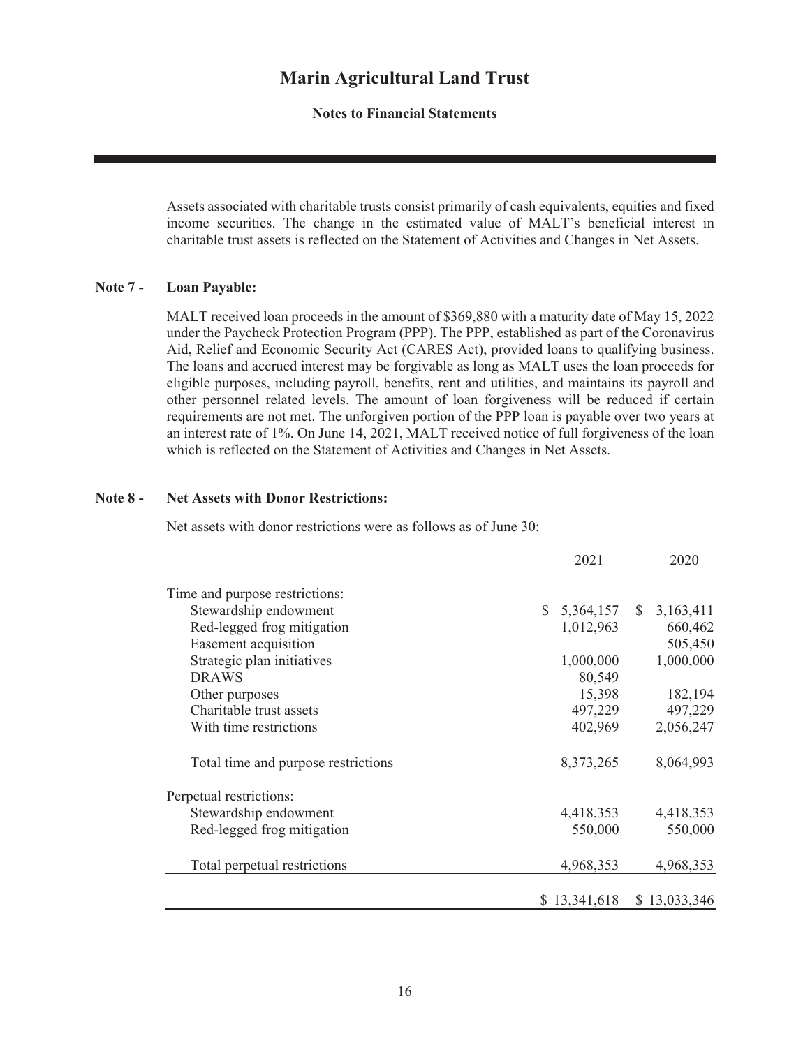Assets associated with charitable trusts consist primarily of cash equivalents, equities and fixed income securities. The change in the estimated value of MALT's beneficial interest in charitable trust assets is reflected on the Statement of Activities and Changes in Net Assets.

## Note 7 - Loan Payable:

MALT received loan proceeds in the amount of $369,880 with a maturity date of May 15, 2022 under the Paycheck Protection Program (PPP). The PPP, established as part of the Coronavirus Aid, Relief and Economic Security Act (CARES Act), provided loans to qualifying business. The loans and accrued interest may be forgivable as long as MALT uses the loan proceeds for eligible purposes, including payroll, benefits, rent and utilities, and maintains its payroll and other personnel related levels. The amount of loan forgiveness will be reduced if certain requirements are not met. The unforgiven portion of the PPP loan is payable over two years at an interest rate of 1%. On June 14, 2021, MALT received notice of full forgiveness of the loan which is reflected on the Statement of Activities and Changes in Net Assets.

## Note 8 - Net Assets with Donor Restrictions:

Net assets with donor restrictions were as follows as of June 30:

| | 2021 | 2020 |
|---|---|---|
| Time and purpose restrictions: | | |
| Stewardship endowment | $ 5,364,157 | $ 3,163,411 |
| Red-legged frog mitigation | 1,012,963 | 660,462 |
| Easement acquisition | | 505,450 |
| Strategic plan initiatives | 1,000,000 | 1,000,000 |
| DRAWS | 80,549 | |
| Other purposes | 15,398 | 182,194 |
| Charitable trust assets | 497,229 | 497,229 |
| With time restrictions | 402,969 | 2,056,247 |
| Total time and purpose restrictions | 8,373,265 | 8,064,993 |
| Perpetual restrictions: | | |
| Stewardship endowment | 4,418,353 | 4,418,353 |
| Red-legged frog mitigation | 550,000 | 550,000 |
| Total perpetual restrictions | 4,968,353 | 4,968,353 |
| | $ 13,341,618 | $ 13,033,346 |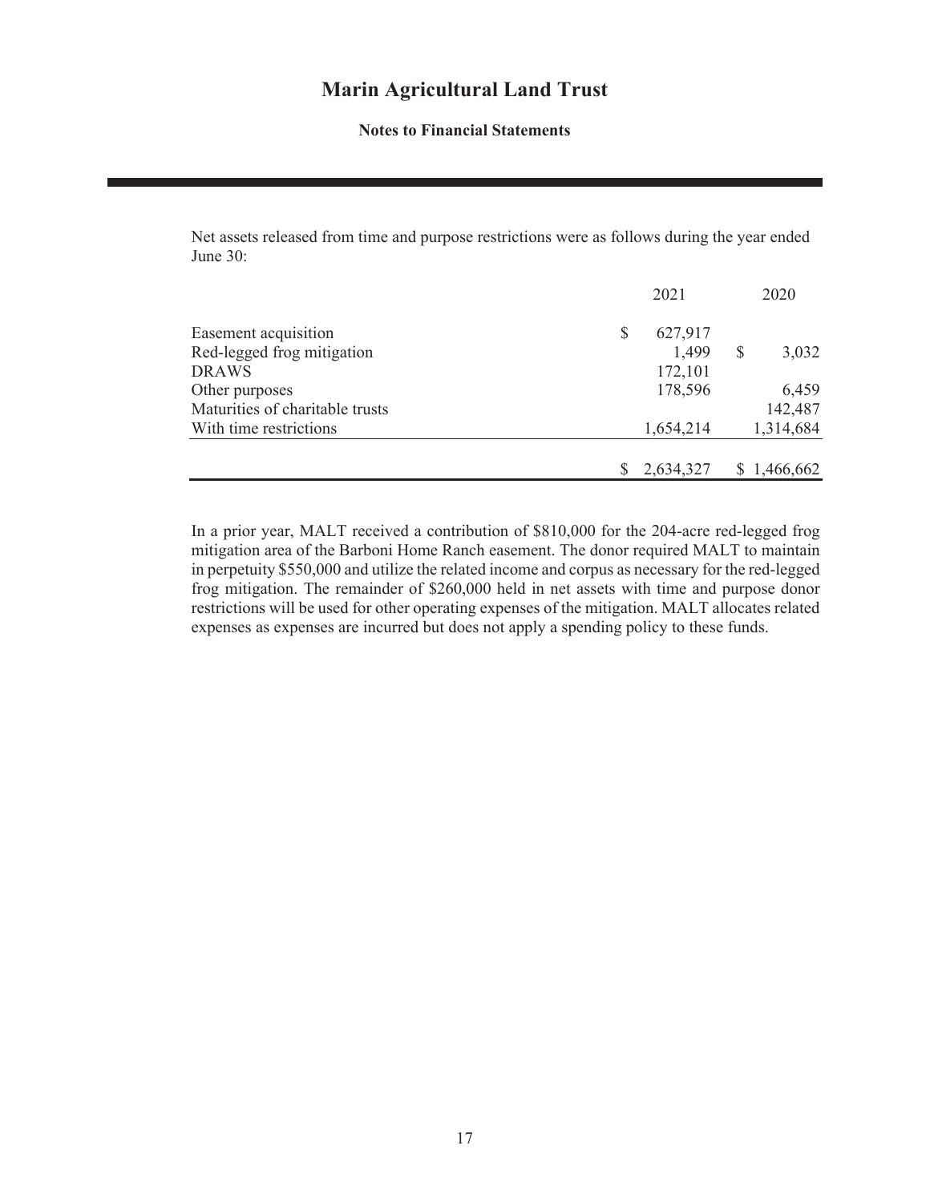# Marin Agricultural Land Trust

**Notes to Financial Statements**

Net assets released from time and purpose restrictions were as follows during the year ended June 30:

| | 2021 | 2020 |
|---|---|---|
| Easement acquisition | $ 627,917 | |
| Red-legged frog mitigation | 1,499 | $ 3,032 |
| DRAWS | 172,101 | |
| Other purposes | 178,596 | 6,459 |
| Maturities of charitable trusts | | 142,487 |
| With time restrictions | 1,654,214 | 1,314,684 |
| | $ 2,634,327 | $ 1,466,662 |

In a prior year, MALT received a contribution of $810,000 for the 204-acre red-legged frog mitigation area of the Barboni Home Ranch easement. The donor required MALT to maintain in perpetuity $550,000 and utilize the related income and corpus as necessary for the red-legged frog mitigation. The remainder of $260,000 held in net assets with time and purpose donor restrictions will be used for other operating expenses of the mitigation. MALT allocates related expenses as expenses are incurred but does not apply a spending policy to these funds.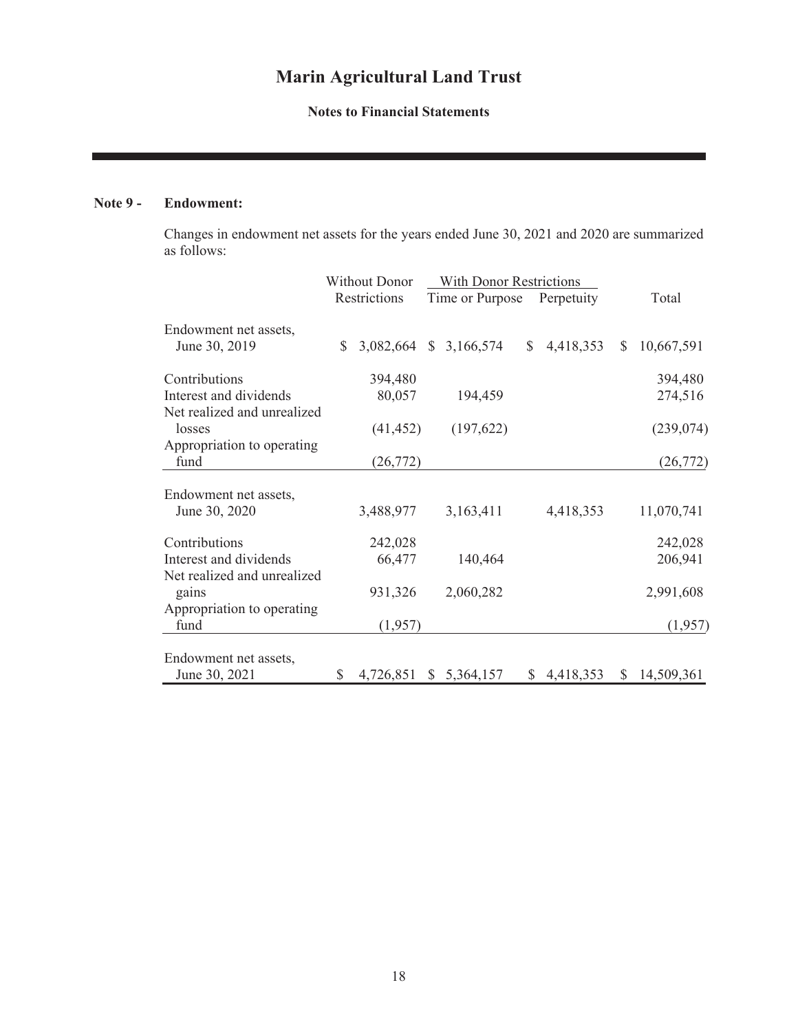# Marin Agricultural Land Trust

## Notes to Financial Statements

### Note 9 - Endowment:

Changes in endowment net assets for the years ended June 30, 2021 and 2020 are summarized as follows:

| | Without Donor Restrictions | With Donor Restrictions | | Total |
|---|---|---|---|---|
| | | Time or Purpose | Perpetuity | |
| Endowment net assets, June 30, 2019 | $ 3,082,664 | $ 3,166,574 | $ 4,418,353 | $ 10,667,591 |
| Contributions | 394,480 | | | 394,480 |
| Interest and dividends | 80,057 | 194,459 | | 274,516 |
| Net realized and unrealized losses | (41,452) | (197,622) | | (239,074) |
| Appropriation to operating fund | (26,772) | | | (26,772) |
| Endowment net assets, June 30, 2020 | 3,488,977 | 3,163,411 | 4,418,353 | 11,070,741 |
| Contributions | 242,028 | | | 242,028 |
| Interest and dividends | 66,477 | 140,464 | | 206,941 |
| Net realized and unrealized gains | 931,326 | 2,060,282 | | 2,991,608 |
| Appropriation to operating fund | (1,957) | | | (1,957) |
| Endowment net assets, June 30, 2021 | $ 4,726,851 | $ 5,364,157 | $ 4,418,353 | $ 14,509,361 |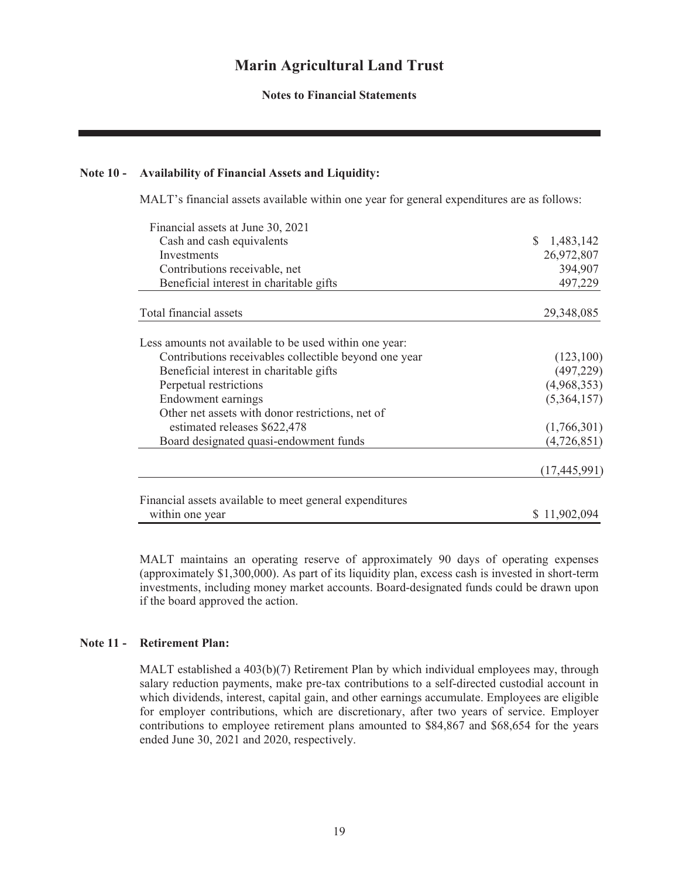## Note 10 - Availability of Financial Assets and Liquidity:

MALT's financial assets available within one year for general expenditures are as follows:

| | |
|---|---|
| Financial assets at June 30, 2021 | |
| Cash and cash equivalents | $ 1,483,142 |
| Investments | 26,972,807 |
| Contributions receivable, net | 394,907 |
| Beneficial interest in charitable gifts | 497,229 |
| Total financial assets | 29,348,085 |
| Less amounts not available to be used within one year: | |
| Contributions receivables collectible beyond one year | (123,100) |
| Beneficial interest in charitable gifts | (497,229) |
| Perpetual restrictions | (4,968,353) |
| Endowment earnings | (5,364,157) |
| Other net assets with donor restrictions, net of estimated releases $622,478 | (1,766,301) |
| Board designated quasi-endowment funds | (4,726,851) |
| | (17,445,991) |
| Financial assets available to meet general expenditures within one year | $ 11,902,094 |

MALT maintains an operating reserve of approximately 90 days of operating expenses (approximately $1,300,000). As part of its liquidity plan, excess cash is invested in short-term investments, including money market accounts. Board-designated funds could be drawn upon if the board approved the action.

## Note 11 - Retirement Plan:

MALT established a 403(b)(7) Retirement Plan by which individual employees may, through salary reduction payments, make pre-tax contributions to a self-directed custodial account in which dividends, interest, capital gain, and other earnings accumulate. Employees are eligible for employer contributions, which are discretionary, after two years of service. Employer contributions to employee retirement plans amounted to $84,867 and $68,654 for the years ended June 30, 2021 and 2020, respectively.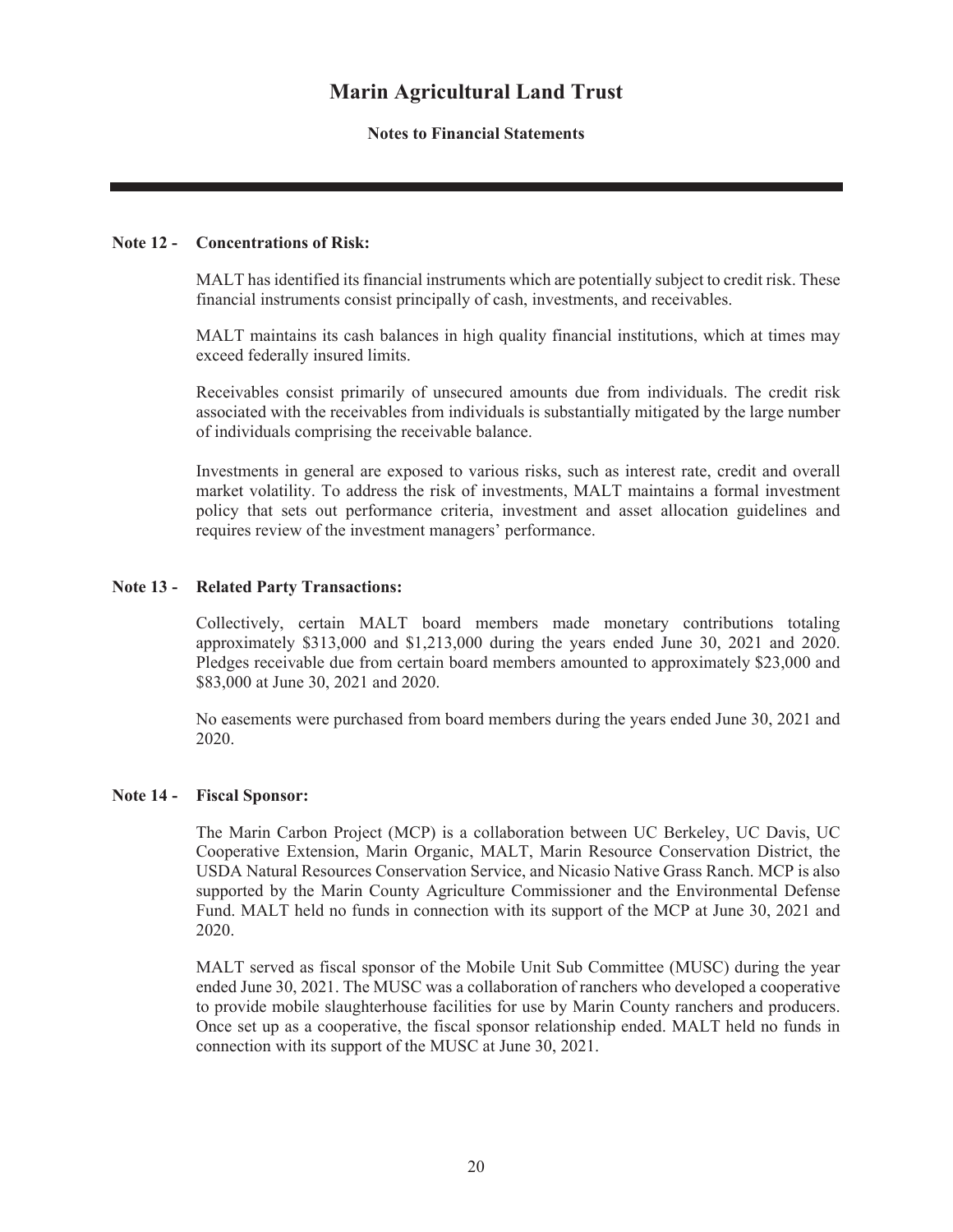# Marin Agricultural Land Trust

**Notes to Financial Statements**

---

## Note 12 - Concentrations of Risk:

MALT has identified its financial instruments which are potentially subject to credit risk. These financial instruments consist principally of cash, investments, and receivables.

MALT maintains its cash balances in high quality financial institutions, which at times may exceed federally insured limits.

Receivables consist primarily of unsecured amounts due from individuals. The credit risk associated with the receivables from individuals is substantially mitigated by the large number of individuals comprising the receivable balance.

Investments in general are exposed to various risks, such as interest rate, credit and overall market volatility. To address the risk of investments, MALT maintains a formal investment policy that sets out performance criteria, investment and asset allocation guidelines and requires review of the investment managers' performance.

## Note 13 - Related Party Transactions:

Collectively, certain MALT board members made monetary contributions totaling approximately $313,000 and $1,213,000 during the years ended June 30, 2021 and 2020. Pledges receivable due from certain board members amounted to approximately $23,000 and $83,000 at June 30, 2021 and 2020.

No easements were purchased from board members during the years ended June 30, 2021 and 2020.

## Note 14 - Fiscal Sponsor:

The Marin Carbon Project (MCP) is a collaboration between UC Berkeley, UC Davis, UC Cooperative Extension, Marin Organic, MALT, Marin Resource Conservation District, the USDA Natural Resources Conservation Service, and Nicasio Native Grass Ranch. MCP is also supported by the Marin County Agriculture Commissioner and the Environmental Defense Fund. MALT held no funds in connection with its support of the MCP at June 30, 2021 and 2020.

MALT served as fiscal sponsor of the Mobile Unit Sub Committee (MUSC) during the year ended June 30, 2021. The MUSC was a collaboration of ranchers who developed a cooperative to provide mobile slaughterhouse facilities for use by Marin County ranchers and producers. Once set up as a cooperative, the fiscal sponsor relationship ended. MALT held no funds in connection with its support of the MUSC at June 30, 2021.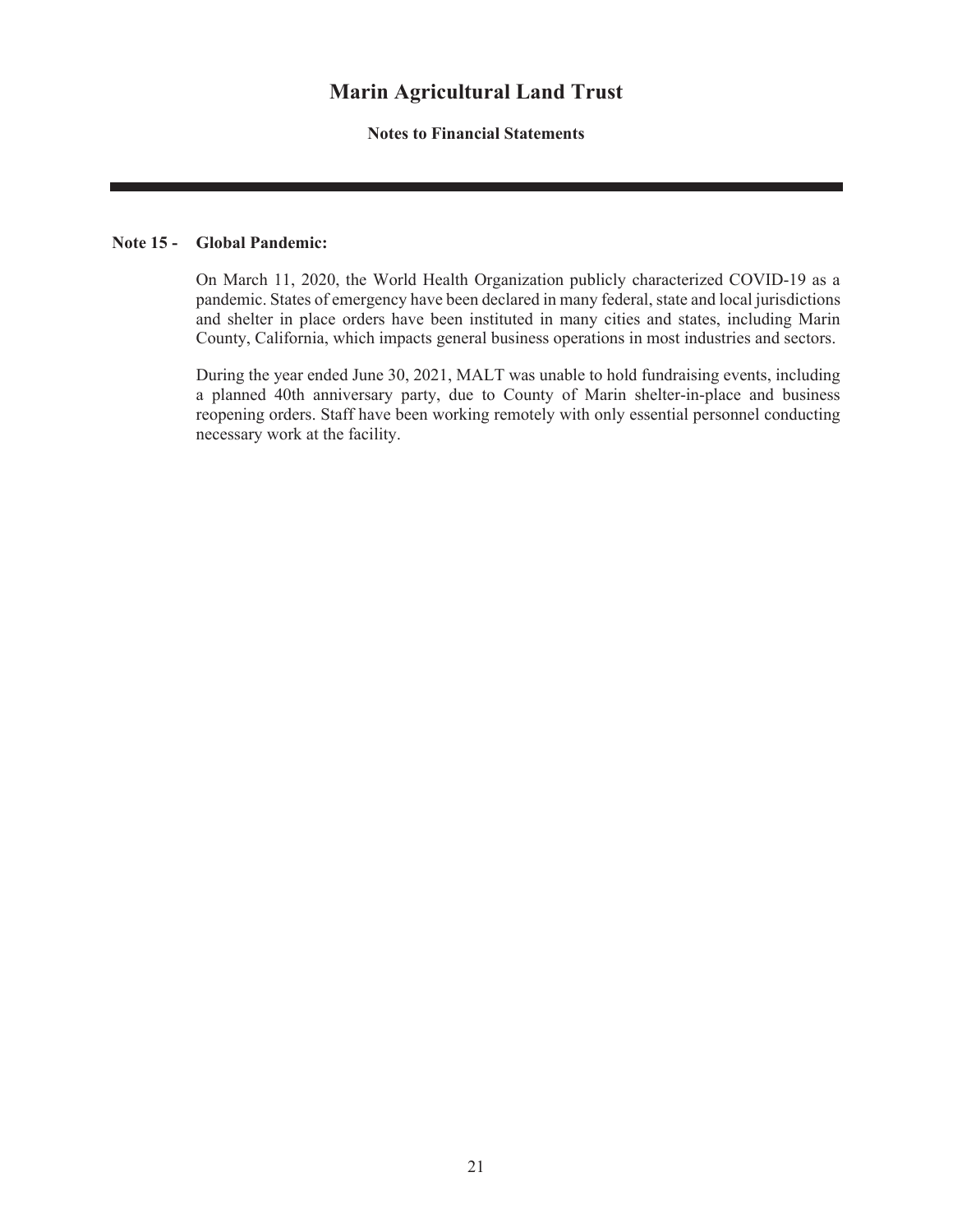# Marin Agricultural Land Trust

**Notes to Financial Statements**

---

**Note 15 - Global Pandemic:**

On March 11, 2020, the World Health Organization publicly characterized COVID-19 as a pandemic. States of emergency have been declared in many federal, state and local jurisdictions and shelter in place orders have been instituted in many cities and states, including Marin County, California, which impacts general business operations in most industries and sectors.

During the year ended June 30, 2021, MALT was unable to hold fundraising events, including a planned 40th anniversary party, due to County of Marin shelter-in-place and business reopening orders. Staff have been working remotely with only essential personnel conducting necessary work at the facility.